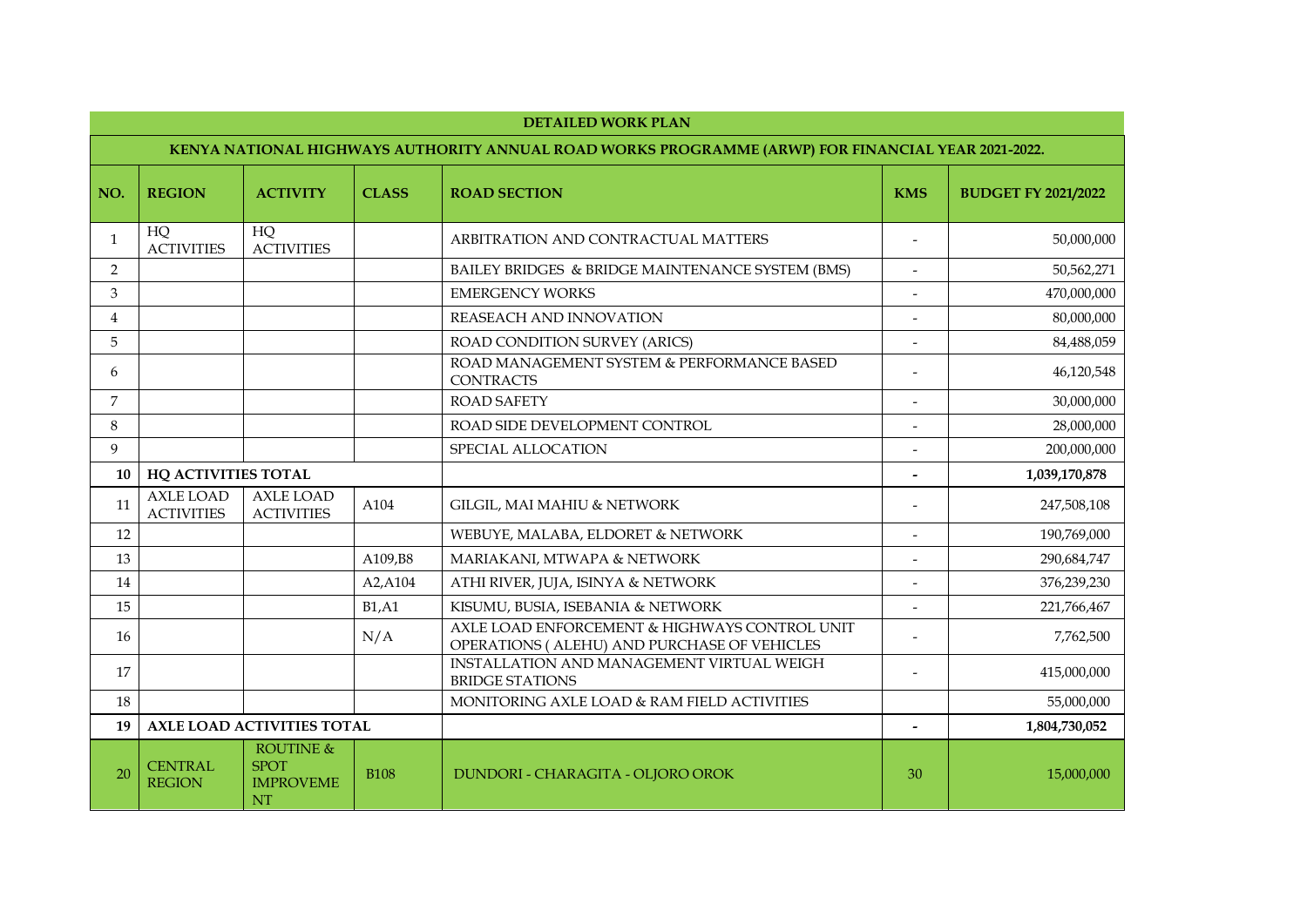| DETAILED WORK PLAN | | | | | | |
|---|---|---|---|---|---|---|
| KENYA NATIONAL HIGHWAYS AUTHORITY ANNUAL ROAD WORKS PROGRAMME (ARWP) FOR FINANCIAL YEAR 2021-2022. | | | | | | |
| **NO.** | **REGION** | **ACTIVITY** | **CLASS** | **ROAD SECTION** | **KMS** | **BUDGET FY 2021/2022** |
| 1 | HQ ACTIVITIES | HQ ACTIVITIES | | ARBITRATION AND CONTRACTUAL MATTERS | - | 50,000,000 |
| 2 | | | | BAILEY BRIDGES & BRIDGE MAINTENANCE SYSTEM (BMS) | - | 50,562,271 |
| 3 | | | | EMERGENCY WORKS | - | 470,000,000 |
| 4 | | | | REASEACH AND INNOVATION | - | 80,000,000 |
| 5 | | | | ROAD CONDITION SURVEY (ARICS) | - | 84,488,059 |
| 6 | | | | ROAD MANAGEMENT SYSTEM & PERFORMANCE BASED CONTRACTS | - | 46,120,548 |
| 7 | | | | ROAD SAFETY | - | 30,000,000 |
| 8 | | | | ROAD SIDE DEVELOPMENT CONTROL | - | 28,000,000 |
| 9 | | | | SPECIAL ALLOCATION | - | 200,000,000 |
| **10** | **HQ ACTIVITIES TOTAL** | | | | **-** | **1,039,170,878** |
| 11 | AXLE LOAD ACTIVITIES | AXLE LOAD ACTIVITIES | A104 | GILGIL, MAI MAHIU & NETWORK | - | 247,508,108 |
| 12 | | | | WEBUYE, MALABA, ELDORET & NETWORK | - | 190,769,000 |
| 13 | | | A109,B8 | MARIAKANI, MTWAPA & NETWORK | - | 290,684,747 |
| 14 | | | A2,A104 | ATHI RIVER, JUJA, ISINYA & NETWORK | - | 376,239,230 |
| 15 | | | B1,A1 | KISUMU, BUSIA, ISEBANIA & NETWORK | - | 221,766,467 |
| 16 | | | N/A | AXLE LOAD ENFORCEMENT & HIGHWAYS CONTROL UNIT OPERATIONS ( ALEHU) AND PURCHASE OF VEHICLES | - | 7,762,500 |
| 17 | | | | INSTALLATION AND MANAGEMENT VIRTUAL WEIGH BRIDGE STATIONS | - | 415,000,000 |
| 18 | | | | MONITORING AXLE LOAD & RAM FIELD ACTIVITIES | | 55,000,000 |
| **19** | **AXLE LOAD ACTIVITIES TOTAL** | | | | **-** | **1,804,730,052** |
| 20 | CENTRAL REGION | ROUTINE & SPOT IMPROVEMENT | B108 | DUNDORI - CHARAGITA - OLJORO OROK | 30 | 15,000,000 |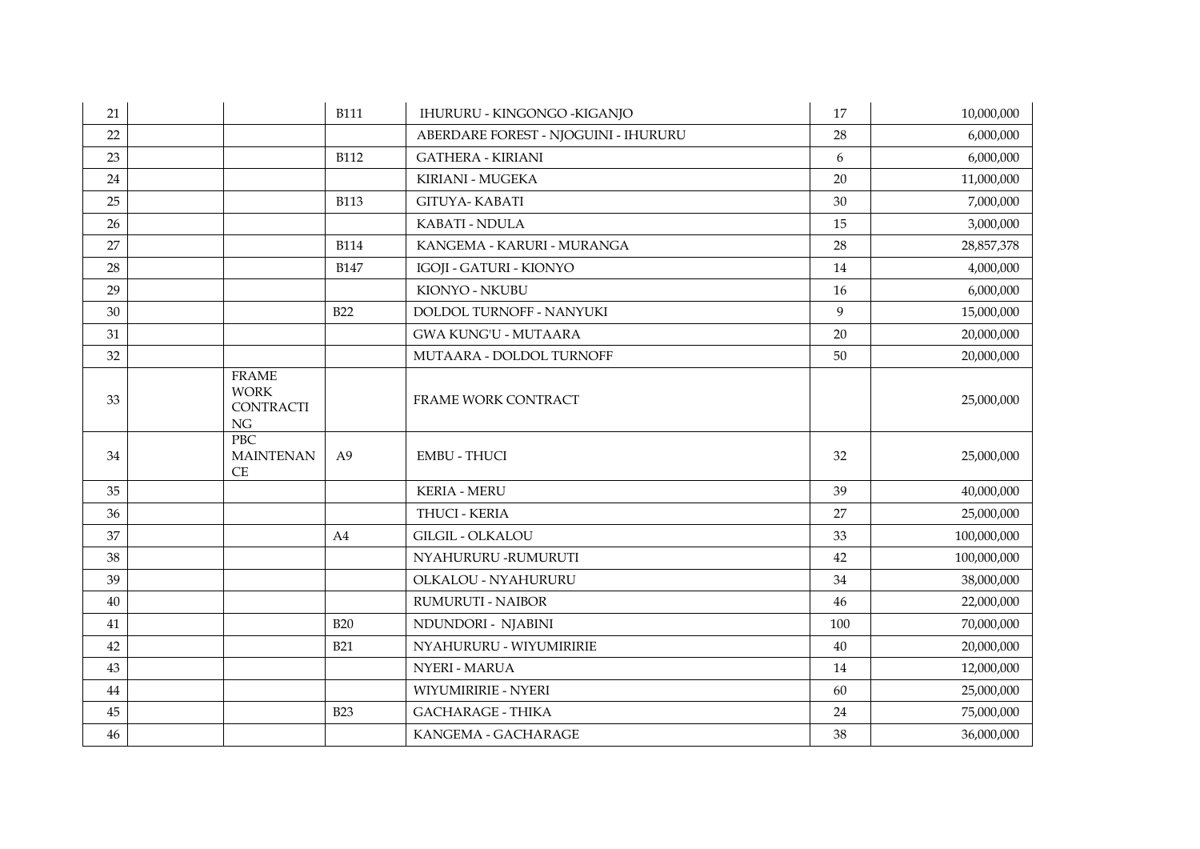| | | | | | | |
|---|---|---|---|---|---|---|
| 21 | | | B111 | IHURURU - KINGONGO -KIGANJO | 17 | 10,000,000 |
| 22 | | | | ABERDARE FOREST - NJOGUINI - IHURURU | 28 | 6,000,000 |
| 23 | | | B112 | GATHERA - KIRIANI | 6 | 6,000,000 |
| 24 | | | | KIRIANI - MUGEKA | 20 | 11,000,000 |
| 25 | | | B113 | GITUYA- KABATI | 30 | 7,000,000 |
| 26 | | | | KABATI - NDULA | 15 | 3,000,000 |
| 27 | | | B114 | KANGEMA - KARURI - MURANGA | 28 | 28,857,378 |
| 28 | | | B147 | IGOJI - GATURI - KIONYO | 14 | 4,000,000 |
| 29 | | | | KIONYO - NKUBU | 16 | 6,000,000 |
| 30 | | | B22 | DOLDOL TURNOFF - NANYUKI | 9 | 15,000,000 |
| 31 | | | | GWA KUNG'U - MUTAARA | 20 | 20,000,000 |
| 32 | | | | MUTAARA - DOLDOL TURNOFF | 50 | 20,000,000 |
| 33 | | FRAME WORK CONTRACTI NG | | FRAME WORK CONTRACT | | 25,000,000 |
| 34 | | PBC MAINTENAN CE | A9 | EMBU - THUCI | 32 | 25,000,000 |
| 35 | | | | KERIA - MERU | 39 | 40,000,000 |
| 36 | | | | THUCI - KERIA | 27 | 25,000,000 |
| 37 | | | A4 | GILGIL - OLKALOU | 33 | 100,000,000 |
| 38 | | | | NYAHURURU -RUMURUTI | 42 | 100,000,000 |
| 39 | | | | OLKALOU - NYAHURURU | 34 | 38,000,000 |
| 40 | | | | RUMURUTI - NAIBOR | 46 | 22,000,000 |
| 41 | | | B20 | NDUNDORI - NJABINI | 100 | 70,000,000 |
| 42 | | | B21 | NYAHURURU - WIYUMIRIRIE | 40 | 20,000,000 |
| 43 | | | | NYERI - MARUA | 14 | 12,000,000 |
| 44 | | | | WIYUMIRIRIE - NYERI | 60 | 25,000,000 |
| 45 | | | B23 | GACHARAGE - THIKA | 24 | 75,000,000 |
| 46 | | | | KANGEMA - GACHARAGE | 38 | 36,000,000 |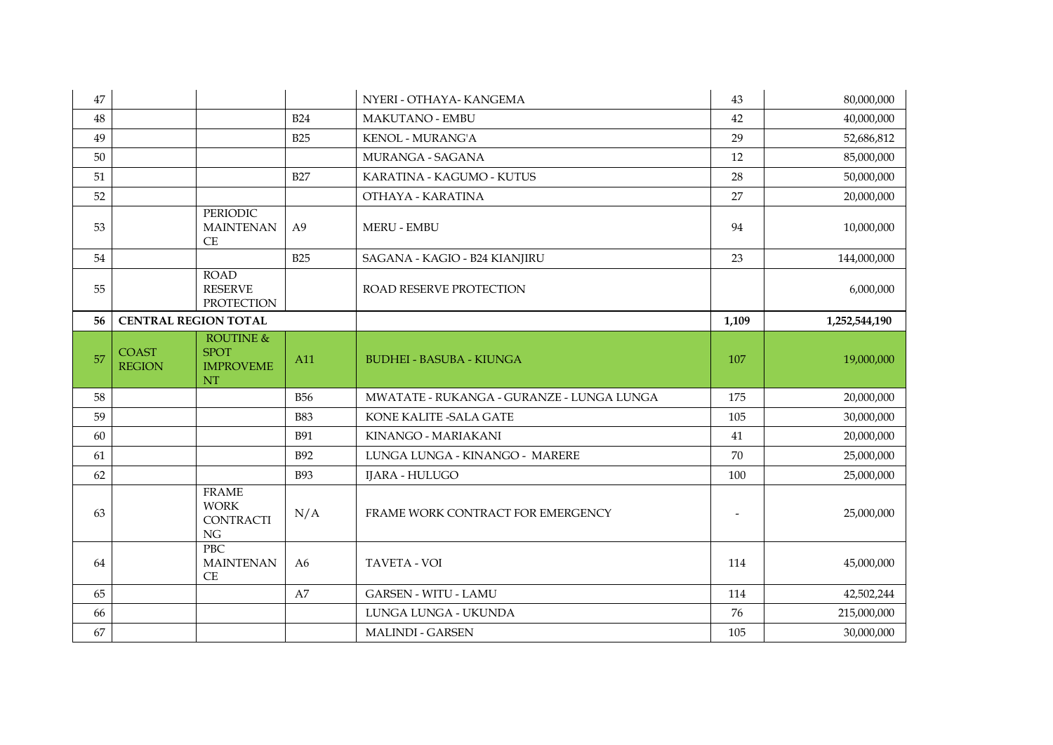| 47 | | | | NYERI - OTHAYA- KANGEMA | 43 | 80,000,000 |
|---|---|---|---|---|---|---|
| 48 | | | B24 | MAKUTANO - EMBU | 42 | 40,000,000 |
| 49 | | | B25 | KENOL - MURANG'A | 29 | 52,686,812 |
| 50 | | | | MURANGA - SAGANA | 12 | 85,000,000 |
| 51 | | | B27 | KARATINA - KAGUMO - KUTUS | 28 | 50,000,000 |
| 52 | | | | OTHAYA - KARATINA | 27 | 20,000,000 |
| 53 | | PERIODIC MAINTENANCE | A9 | MERU - EMBU | 94 | 10,000,000 |
| 54 | | | B25 | SAGANA - KAGIO - B24 KIANJIRU | 23 | 144,000,000 |
| 55 | | ROAD RESERVE PROTECTION | | ROAD RESERVE PROTECTION | | 6,000,000 |
| **56** | **CENTRAL REGION TOTAL** | | | | **1,109** | **1,252,544,190** |
| 57 | COAST REGION | ROUTINE & SPOT IMPROVEMENT | A11 | BUDHEI - BASUBA - KIUNGA | 107 | 19,000,000 |
| 58 | | | B56 | MWATATE - RUKANGA - GURANZE - LUNGA LUNGA | 175 | 20,000,000 |
| 59 | | | B83 | KONE KALITE -SALA GATE | 105 | 30,000,000 |
| 60 | | | B91 | KINANGO - MARIAKANI | 41 | 20,000,000 |
| 61 | | | B92 | LUNGA LUNGA - KINANGO - MARERE | 70 | 25,000,000 |
| 62 | | | B93 | IJARA - HULUGO | 100 | 25,000,000 |
| 63 | | FRAME WORK CONTRACTING | N/A | FRAME WORK CONTRACT FOR EMERGENCY | - | 25,000,000 |
| 64 | | PBC MAINTENANCE | A6 | TAVETA - VOI | 114 | 45,000,000 |
| 65 | | | A7 | GARSEN - WITU - LAMU | 114 | 42,502,244 |
| 66 | | | | LUNGA LUNGA - UKUNDA | 76 | 215,000,000 |
| 67 | | | | MALINDI - GARSEN | 105 | 30,000,000 |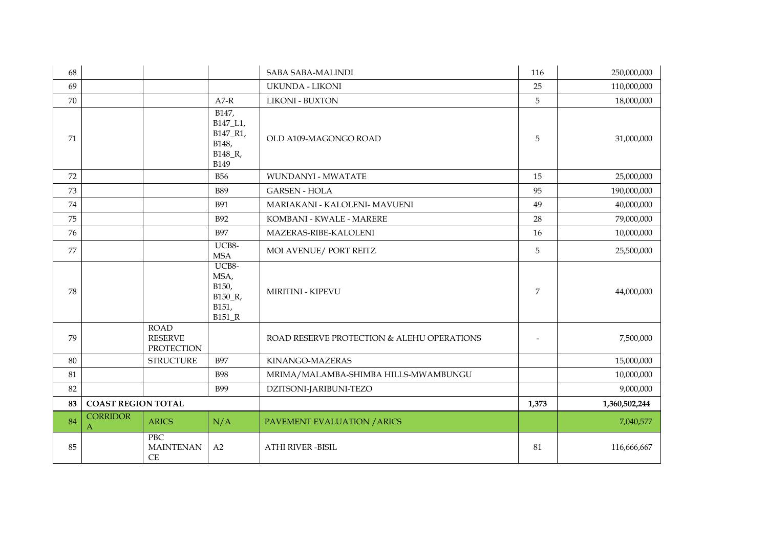| | | | | | | |
|---|---|---|---|---|---|---|
| 68 | | | | SABA SABA-MALINDI | 116 | 250,000,000 |
| 69 | | | | UKUNDA - LIKONI | 25 | 110,000,000 |
| 70 | | | A7-R | LIKONI - BUXTON | 5 | 18,000,000 |
| 71 | | | B147, B147_L1, B147_R1, B148, B148_R, B149 | OLD A109-MAGONGO ROAD | 5 | 31,000,000 |
| 72 | | | B56 | WUNDANYI - MWATATE | 15 | 25,000,000 |
| 73 | | | B89 | GARSEN - HOLA | 95 | 190,000,000 |
| 74 | | | B91 | MARIAKANI - KALOLENI- MAVUENI | 49 | 40,000,000 |
| 75 | | | B92 | KOMBANI - KWALE - MARERE | 28 | 79,000,000 |
| 76 | | | B97 | MAZERAS-RIBE-KALOLENI | 16 | 10,000,000 |
| 77 | | | UCB8-MSA | MOI AVENUE/ PORT REITZ | 5 | 25,500,000 |
| 78 | | | UCB8-MSA, B150, B150_R, B151, B151_R | MIRITINI - KIPEVU | 7 | 44,000,000 |
| 79 | | ROAD RESERVE PROTECTION | | ROAD RESERVE PROTECTION & ALEHU OPERATIONS | - | 7,500,000 |
| 80 | | STRUCTURE | B97 | KINANGO-MAZERAS | | 15,000,000 |
| 81 | | | B98 | MRIMA/MALAMBA-SHIMBA HILLS-MWAMBUNGU | | 10,000,000 |
| 82 | | | B99 | DZITSONI-JARIBUNI-TEZO | | 9,000,000 |
| **83** | **COAST REGION TOTAL** | | | | **1,373** | **1,360,502,244** |
| 84 | CORRIDOR A | ARICS | N/A | PAVEMENT EVALUATION /ARICS | | 7,040,577 |
| 85 | | PBC MAINTENANCE | A2 | ATHI RIVER -BISIL | 81 | 116,666,667 |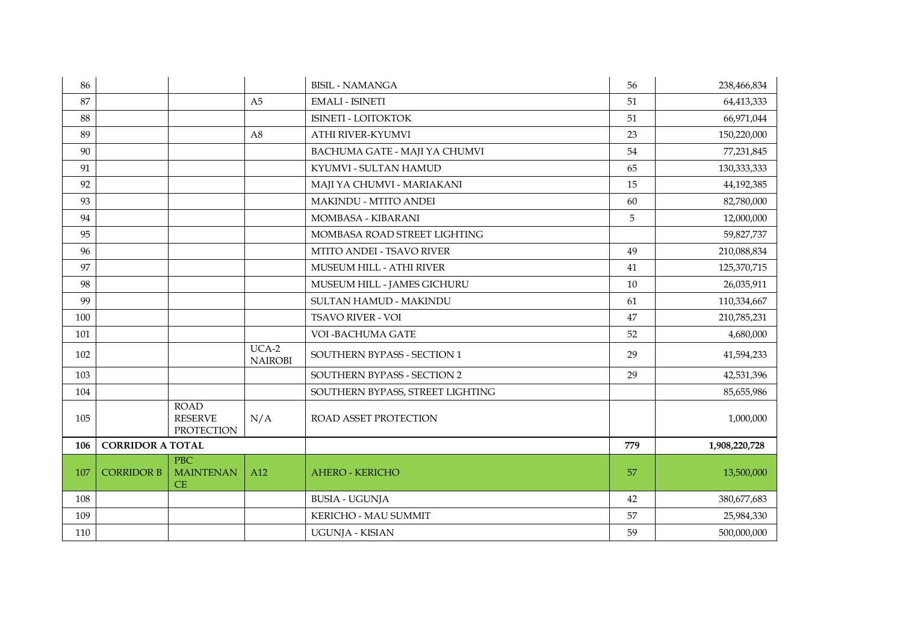| 86 | | | | BISIL - NAMANGA | 56 | 238,466,834 |
|---|---|---|---|---|---|---|
| 87 | | | A5 | EMALI - ISINETI | 51 | 64,413,333 |
| 88 | | | | ISINETI - LOITOKTOK | 51 | 66,971,044 |
| 89 | | | A8 | ATHI RIVER-KYUMVI | 23 | 150,220,000 |
| 90 | | | | BACHUMA GATE - MAJI YA CHUMVI | 54 | 77,231,845 |
| 91 | | | | KYUMVI - SULTAN HAMUD | 65 | 130,333,333 |
| 92 | | | | MAJI YA CHUMVI - MARIAKANI | 15 | 44,192,385 |
| 93 | | | | MAKINDU - MTITO ANDEI | 60 | 82,780,000 |
| 94 | | | | MOMBASA - KIBARANI | 5 | 12,000,000 |
| 95 | | | | MOMBASA ROAD STREET LIGHTING | | 59,827,737 |
| 96 | | | | MTITO ANDEI - TSAVO RIVER | 49 | 210,088,834 |
| 97 | | | | MUSEUM HILL - ATHI RIVER | 41 | 125,370,715 |
| 98 | | | | MUSEUM HILL - JAMES GICHURU | 10 | 26,035,911 |
| 99 | | | | SULTAN HAMUD - MAKINDU | 61 | 110,334,667 |
| 100 | | | | TSAVO RIVER - VOI | 47 | 210,785,231 |
| 101 | | | | VOI -BACHUMA GATE | 52 | 4,680,000 |
| 102 | | | UCA-2 NAIROBI | SOUTHERN BYPASS - SECTION 1 | 29 | 41,594,233 |
| 103 | | | | SOUTHERN BYPASS - SECTION 2 | 29 | 42,531,396 |
| 104 | | | | SOUTHERN BYPASS, STREET LIGHTING | | 85,655,986 |
| 105 | | ROAD RESERVE PROTECTION | N/A | ROAD ASSET PROTECTION | | 1,000,000 |
| **106** | **CORRIDOR A TOTAL** | | | | **779** | **1,908,220,728** |
| 107 | CORRIDOR B | PBC MAINTENANCE | A12 | AHERO - KERICHO | 57 | 13,500,000 |
| 108 | | | | BUSIA - UGUNJA | 42 | 380,677,683 |
| 109 | | | | KERICHO - MAU SUMMIT | 57 | 25,984,330 |
| 110 | | | | UGUNJA - KISIAN | 59 | 500,000,000 |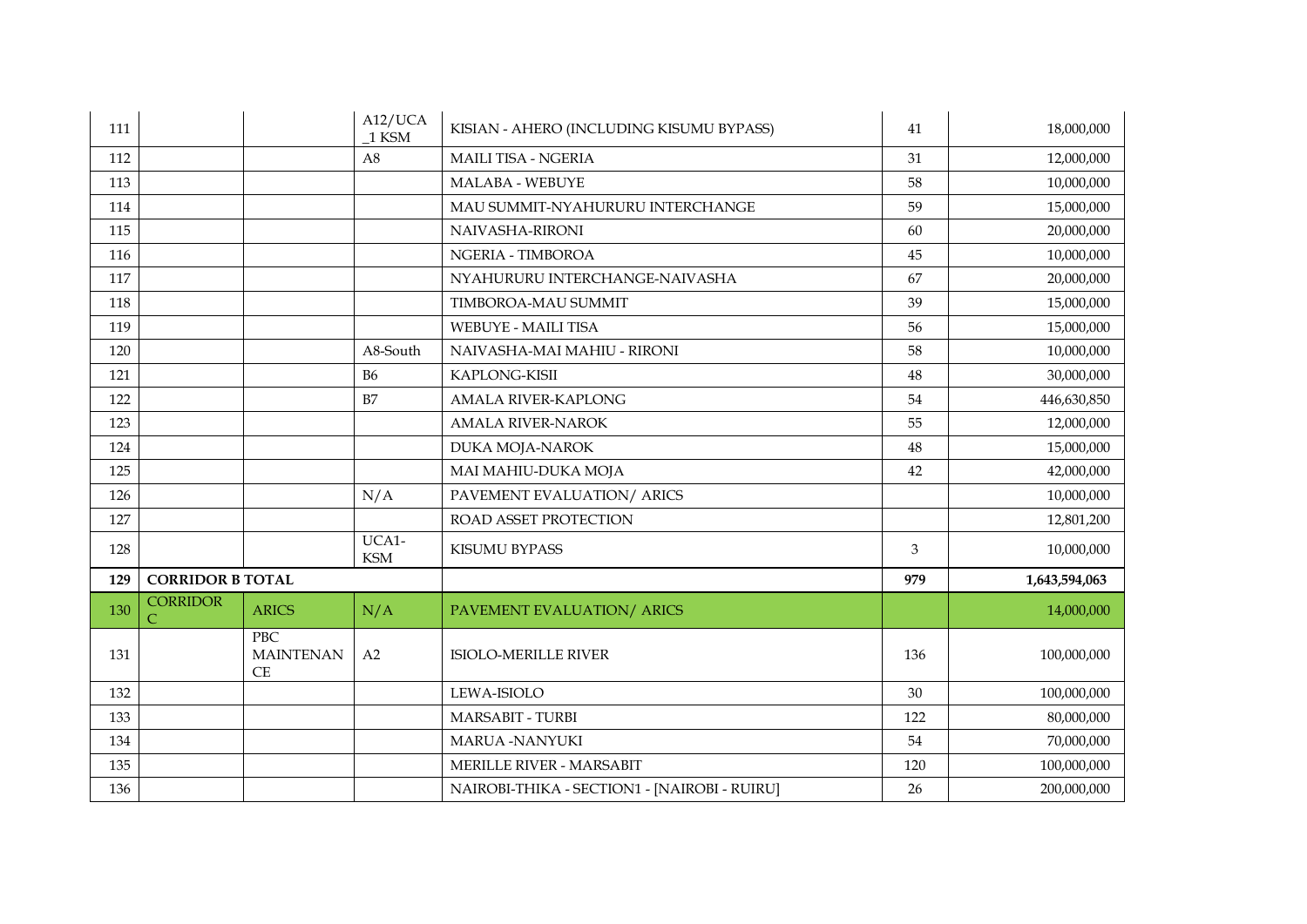| 111 | | | A12/UCA_1 KSM | KISIAN - AHERO (INCLUDING KISUMU BYPASS) | 41 | 18,000,000 |
|---|---|---|---|---|---|---|
| 112 | | | A8 | MAILI TISA - NGERIA | 31 | 12,000,000 |
| 113 | | | | MALABA - WEBUYE | 58 | 10,000,000 |
| 114 | | | | MAU SUMMIT-NYAHURURU INTERCHANGE | 59 | 15,000,000 |
| 115 | | | | NAIVASHA-RIRONI | 60 | 20,000,000 |
| 116 | | | | NGERIA - TIMBOROA | 45 | 10,000,000 |
| 117 | | | | NYAHURURU INTERCHANGE-NAIVASHA | 67 | 20,000,000 |
| 118 | | | | TIMBOROA-MAU SUMMIT | 39 | 15,000,000 |
| 119 | | | | WEBUYE - MAILI TISA | 56 | 15,000,000 |
| 120 | | | A8-South | NAIVASHA-MAI MAHIU - RIRONI | 58 | 10,000,000 |
| 121 | | | B6 | KAPLONG-KISII | 48 | 30,000,000 |
| 122 | | | B7 | AMALA RIVER-KAPLONG | 54 | 446,630,850 |
| 123 | | | | AMALA RIVER-NAROK | 55 | 12,000,000 |
| 124 | | | | DUKA MOJA-NAROK | 48 | 15,000,000 |
| 125 | | | | MAI MAHIU-DUKA MOJA | 42 | 42,000,000 |
| 126 | | | N/A | PAVEMENT EVALUATION/ ARICS | | 10,000,000 |
| 127 | | | | ROAD ASSET PROTECTION | | 12,801,200 |
| 128 | | | UCA1-KSM | KISUMU BYPASS | 3 | 10,000,000 |
| **129** | **CORRIDOR B TOTAL** | | | | **979** | **1,643,594,063** |
| 130 | CORRIDOR C | ARICS | N/A | PAVEMENT EVALUATION/ ARICS | | 14,000,000 |
| 131 | | PBC MAINTENANCE | A2 | ISIOLO-MERILLE RIVER | 136 | 100,000,000 |
| 132 | | | | LEWA-ISIOLO | 30 | 100,000,000 |
| 133 | | | | MARSABIT - TURBI | 122 | 80,000,000 |
| 134 | | | | MARUA -NANYUKI | 54 | 70,000,000 |
| 135 | | | | MERILLE RIVER - MARSABIT | 120 | 100,000,000 |
| 136 | | | | NAIROBI-THIKA - SECTION1 - [NAIROBI - RUIRU] | 26 | 200,000,000 |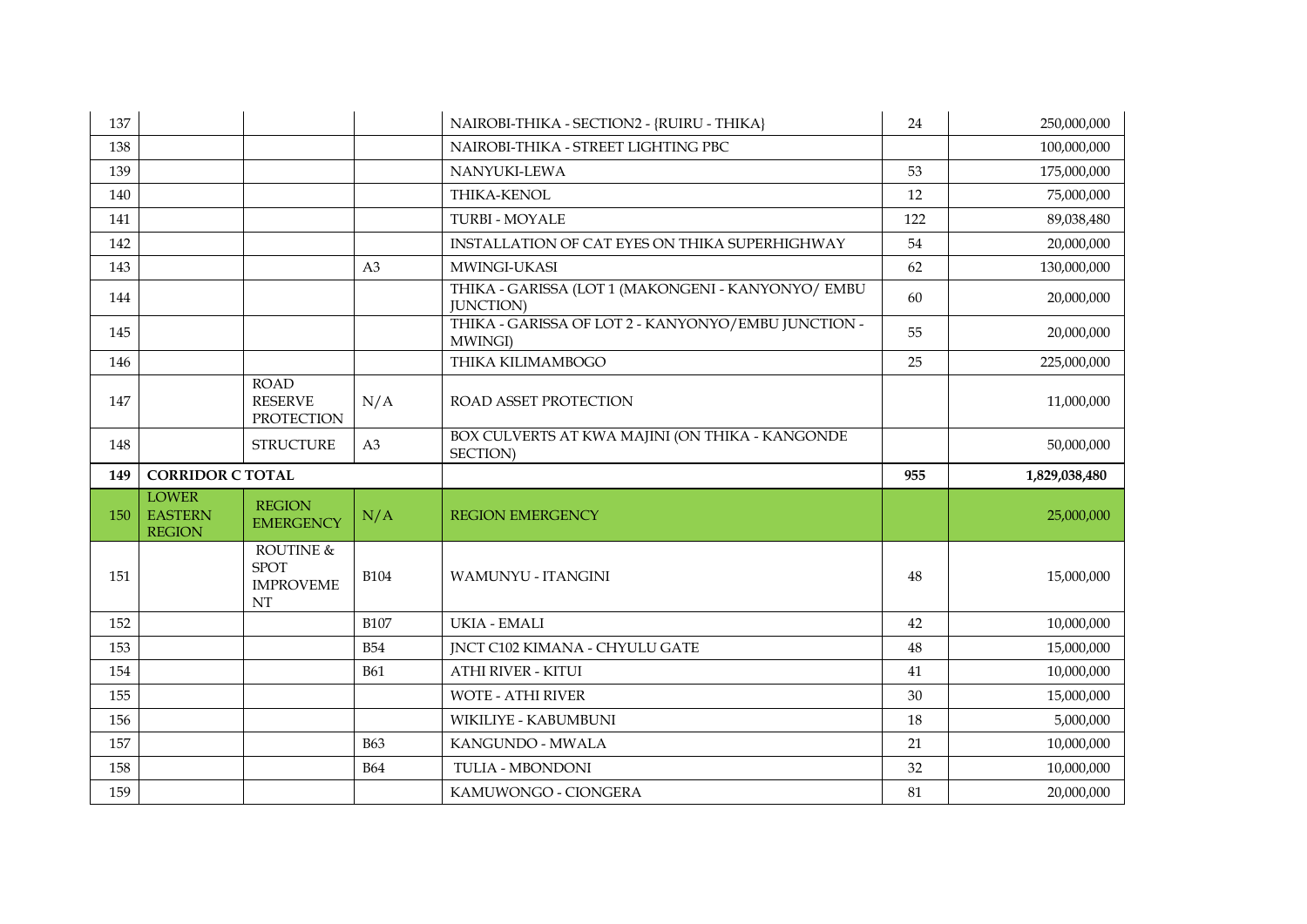| | | | | | | |
|---|---|---|---|---|---|---|
| 137 | | | | NAIROBI-THIKA - SECTION2 - {RUIRU - THIKA} | 24 | 250,000,000 |
| 138 | | | | NAIROBI-THIKA - STREET LIGHTING PBC | | 100,000,000 |
| 139 | | | | NANYUKI-LEWA | 53 | 175,000,000 |
| 140 | | | | THIKA-KENOL | 12 | 75,000,000 |
| 141 | | | | TURBI - MOYALE | 122 | 89,038,480 |
| 142 | | | | INSTALLATION OF CAT EYES ON THIKA SUPERHIGHWAY | 54 | 20,000,000 |
| 143 | | | A3 | MWINGI-UKASI | 62 | 130,000,000 |
| 144 | | | | THIKA - GARISSA (LOT 1 (MAKONGENI - KANYONYO/ EMBU JUNCTION) | 60 | 20,000,000 |
| 145 | | | | THIKA - GARISSA OF LOT 2 - KANYONYO/EMBU JUNCTION - MWINGI) | 55 | 20,000,000 |
| 146 | | | | THIKA KILIMAMBOGO | 25 | 225,000,000 |
| 147 | | ROAD RESERVE PROTECTION | N/A | ROAD ASSET PROTECTION | | 11,000,000 |
| 148 | | STRUCTURE | A3 | BOX CULVERTS AT KWA MAJINI (ON THIKA - KANGONDE SECTION) | | 50,000,000 |
| **149** | **CORRIDOR C TOTAL** | | | | **955** | **1,829,038,480** |
| 150 | LOWER EASTERN REGION | REGION EMERGENCY | N/A | REGION EMERGENCY | | 25,000,000 |
| 151 | | ROUTINE & SPOT IMPROVEMENT | B104 | WAMUNYU - ITANGINI | 48 | 15,000,000 |
| 152 | | | B107 | UKIA - EMALI | 42 | 10,000,000 |
| 153 | | | B54 | JNCT C102 KIMANA - CHYULU GATE | 48 | 15,000,000 |
| 154 | | | B61 | ATHI RIVER - KITUI | 41 | 10,000,000 |
| 155 | | | | WOTE - ATHI RIVER | 30 | 15,000,000 |
| 156 | | | | WIKILIYE - KABUMBUNI | 18 | 5,000,000 |
| 157 | | | B63 | KANGUNDO - MWALA | 21 | 10,000,000 |
| 158 | | | B64 | TULIA - MBONDONI | 32 | 10,000,000 |
| 159 | | | | KAMUWONGO - CIONGERA | 81 | 20,000,000 |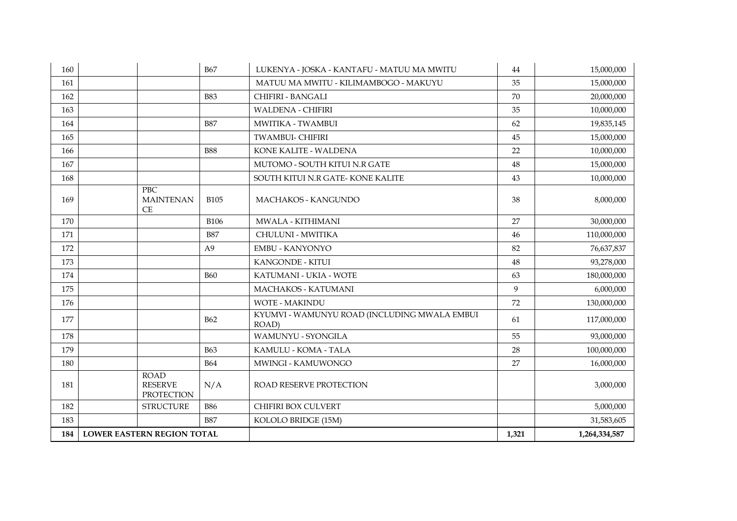| | | | | | | |
|---|---|---|---|---|---|---|
| 160 | | | B67 | LUKENYA - JOSKA - KANTAFU - MATUU MA MWITU | 44 | 15,000,000 |
| 161 | | | | MATUU MA MWITU - KILIMAMBOGO - MAKUYU | 35 | 15,000,000 |
| 162 | | | B83 | CHIFIRI - BANGALI | 70 | 20,000,000 |
| 163 | | | | WALDENA - CHIFIRI | 35 | 10,000,000 |
| 164 | | | B87 | MWITIKA - TWAMBUI | 62 | 19,835,145 |
| 165 | | | | TWAMBUI- CHIFIRI | 45 | 15,000,000 |
| 166 | | | B88 | KONE KALITE - WALDENA | 22 | 10,000,000 |
| 167 | | | | MUTOMO - SOUTH KITUI N.R GATE | 48 | 15,000,000 |
| 168 | | | | SOUTH KITUI N.R GATE- KONE KALITE | 43 | 10,000,000 |
| 169 | | PBC MAINTENANCE | B105 | MACHAKOS - KANGUNDO | 38 | 8,000,000 |
| 170 | | | B106 | MWALA - KITHIMANI | 27 | 30,000,000 |
| 171 | | | B87 | CHULUNI - MWITIKA | 46 | 110,000,000 |
| 172 | | | A9 | EMBU - KANYONYO | 82 | 76,637,837 |
| 173 | | | | KANGONDE - KITUI | 48 | 93,278,000 |
| 174 | | | B60 | KATUMANI - UKIA - WOTE | 63 | 180,000,000 |
| 175 | | | | MACHAKOS - KATUMANI | 9 | 6,000,000 |
| 176 | | | | WOTE - MAKINDU | 72 | 130,000,000 |
| 177 | | | B62 | KYUMVI - WAMUNYU ROAD (INCLUDING MWALA EMBUI ROAD) | 61 | 117,000,000 |
| 178 | | | | WAMUNYU - SYONGILA | 55 | 93,000,000 |
| 179 | | | B63 | KAMULU - KOMA - TALA | 28 | 100,000,000 |
| 180 | | | B64 | MWINGI - KAMUWONGO | 27 | 16,000,000 |
| 181 | | ROAD RESERVE PROTECTION | N/A | ROAD RESERVE PROTECTION | | 3,000,000 |
| 182 | | STRUCTURE | B86 | CHIFIRI BOX CULVERT | | 5,000,000 |
| 183 | | | B87 | KOLOLO BRIDGE (15M) | | 31,583,605 |
| **184** | **LOWER EASTERN REGION TOTAL** | | | | **1,321** | **1,264,334,587** |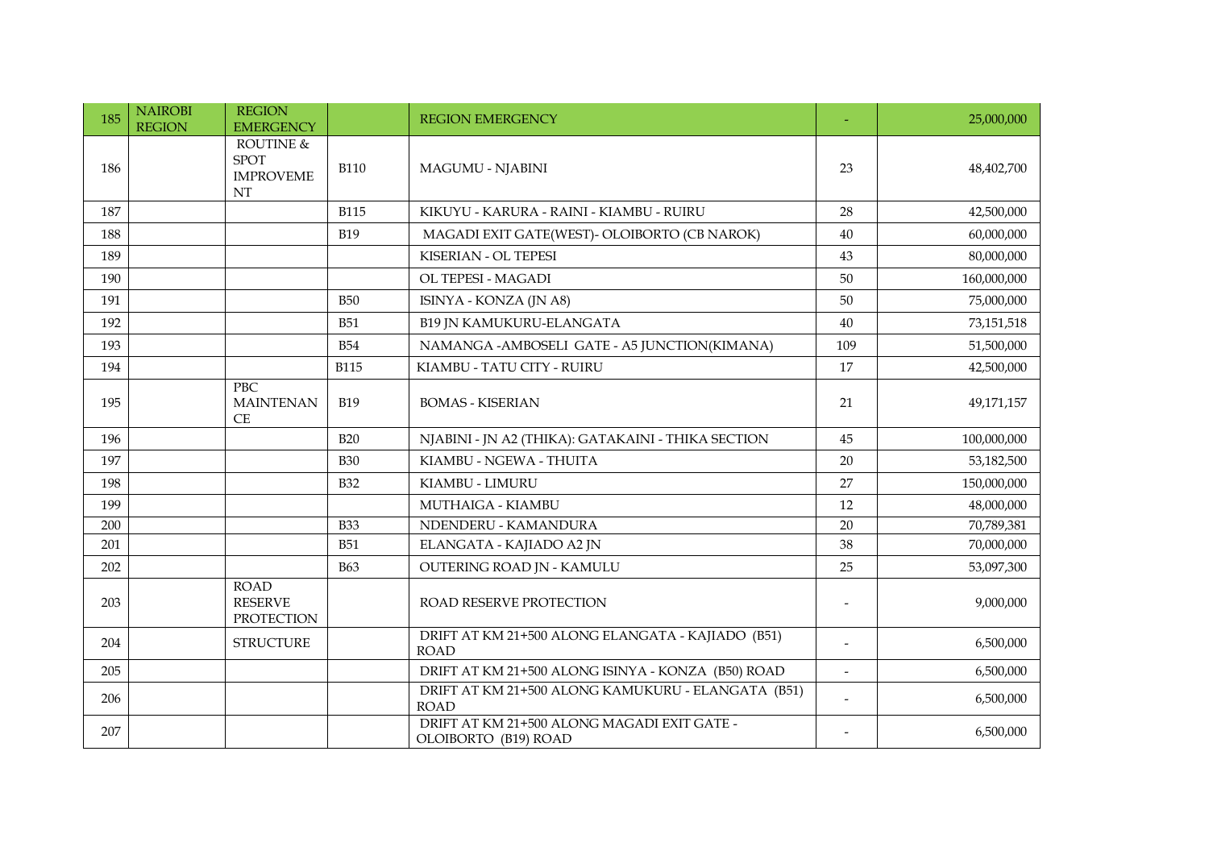| 185 | NAIROBI REGION | REGION EMERGENCY | | REGION EMERGENCY | - | 25,000,000 |
|---|---|---|---|---|---|---|
| 186 | | ROUTINE & SPOT IMPROVEMENT | B110 | MAGUMU - NJABINI | 23 | 48,402,700 |
| 187 | | | B115 | KIKUYU - KARURA - RAINI - KIAMBU - RUIRU | 28 | 42,500,000 |
| 188 | | | B19 | MAGADI EXIT GATE(WEST)- OLOIBORTO (CB NAROK) | 40 | 60,000,000 |
| 189 | | | | KISERIAN - OL TEPESI | 43 | 80,000,000 |
| 190 | | | | OL TEPESI - MAGADI | 50 | 160,000,000 |
| 191 | | | B50 | ISINYA - KONZA (JN A8) | 50 | 75,000,000 |
| 192 | | | B51 | B19 JN KAMUKURU-ELANGATA | 40 | 73,151,518 |
| 193 | | | B54 | NAMANGA -AMBOSELI GATE - A5 JUNCTION(KIMANA) | 109 | 51,500,000 |
| 194 | | | B115 | KIAMBU - TATU CITY - RUIRU | 17 | 42,500,000 |
| 195 | | PBC MAINTENANCE | B19 | BOMAS - KISERIAN | 21 | 49,171,157 |
| 196 | | | B20 | NJABINI - JN A2 (THIKA): GATAKAINI - THIKA SECTION | 45 | 100,000,000 |
| 197 | | | B30 | KIAMBU - NGEWA - THUITA | 20 | 53,182,500 |
| 198 | | | B32 | KIAMBU - LIMURU | 27 | 150,000,000 |
| 199 | | | | MUTHAIGA - KIAMBU | 12 | 48,000,000 |
| 200 | | | B33 | NDENDERU - KAMANDURA | 20 | 70,789,381 |
| 201 | | | B51 | ELANGATA - KAJIADO A2 JN | 38 | 70,000,000 |
| 202 | | | B63 | OUTERING ROAD JN - KAMULU | 25 | 53,097,300 |
| 203 | | ROAD RESERVE PROTECTION | | ROAD RESERVE PROTECTION | - | 9,000,000 |
| 204 | | STRUCTURE | | DRIFT AT KM 21+500 ALONG ELANGATA - KAJIADO (B51) ROAD | - | 6,500,000 |
| 205 | | | | DRIFT AT KM 21+500 ALONG ISINYA - KONZA (B50) ROAD | - | 6,500,000 |
| 206 | | | | DRIFT AT KM 21+500 ALONG KAMUKURU - ELANGATA (B51) ROAD | - | 6,500,000 |
| 207 | | | | DRIFT AT KM 21+500 ALONG MAGADI EXIT GATE - OLOIBORTO (B19) ROAD | - | 6,500,000 |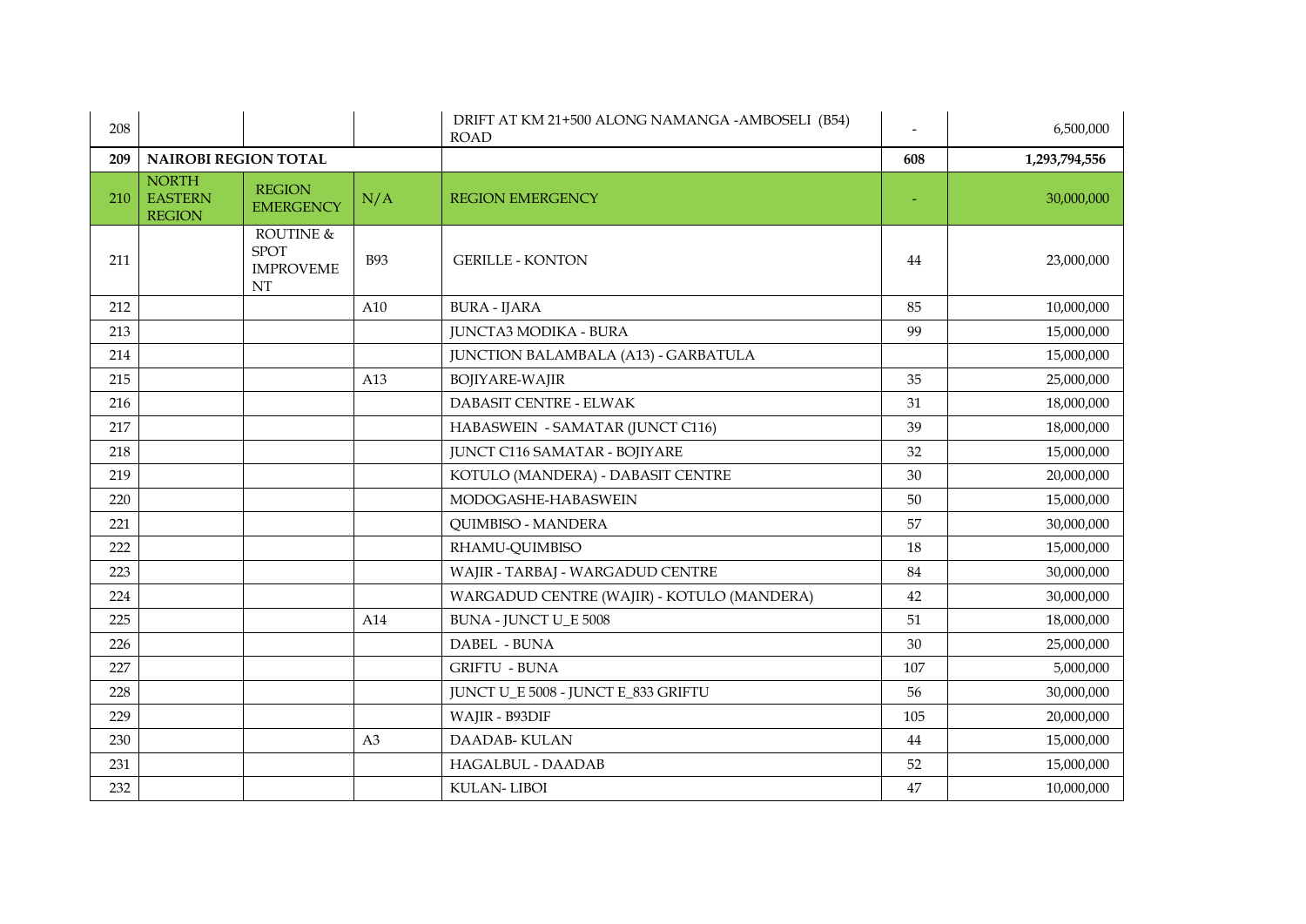| | | | | | | |
|---|---|---|---|---|---|---|
| 208 | | | | DRIFT AT KM 21+500 ALONG NAMANGA -AMBOSELI (B54) ROAD | - | 6,500,000 |
| 209 | **NAIROBI REGION TOTAL** | | | | **608** | **1,293,794,556** |
| 210 | NORTH EASTERN REGION | REGION EMERGENCY | N/A | REGION EMERGENCY | - | 30,000,000 |
| 211 | | ROUTINE & SPOT IMPROVEMENT | B93 | GERILLE - KONTON | 44 | 23,000,000 |
| 212 | | | A10 | BURA - IJARA | 85 | 10,000,000 |
| 213 | | | | JUNCTA3 MODIKA - BURA | 99 | 15,000,000 |
| 214 | | | | JUNCTION BALAMBALA (A13) - GARBATULA | | 15,000,000 |
| 215 | | | A13 | BOJIYARE-WAJIR | 35 | 25,000,000 |
| 216 | | | | DABASIT CENTRE - ELWAK | 31 | 18,000,000 |
| 217 | | | | HABASWEIN - SAMATAR (JUNCT C116) | 39 | 18,000,000 |
| 218 | | | | JUNCT C116 SAMATAR - BOJIYARE | 32 | 15,000,000 |
| 219 | | | | KOTULO (MANDERA) - DABASIT CENTRE | 30 | 20,000,000 |
| 220 | | | | MODOGASHE-HABASWEIN | 50 | 15,000,000 |
| 221 | | | | QUIMBISO - MANDERA | 57 | 30,000,000 |
| 222 | | | | RHAMU-QUIMBISO | 18 | 15,000,000 |
| 223 | | | | WAJIR - TARBAJ - WARGADUD CENTRE | 84 | 30,000,000 |
| 224 | | | | WARGADUD CENTRE (WAJIR) - KOTULO (MANDERA) | 42 | 30,000,000 |
| 225 | | | A14 | BUNA - JUNCT U_E 5008 | 51 | 18,000,000 |
| 226 | | | | DABEL - BUNA | 30 | 25,000,000 |
| 227 | | | | GRIFTU - BUNA | 107 | 5,000,000 |
| 228 | | | | JUNCT U_E 5008 - JUNCT E_833 GRIFTU | 56 | 30,000,000 |
| 229 | | | | WAJIR - B93DIF | 105 | 20,000,000 |
| 230 | | | A3 | DAADAB- KULAN | 44 | 15,000,000 |
| 231 | | | | HAGALBUL - DAADAB | 52 | 15,000,000 |
| 232 | | | | KULAN- LIBOI | 47 | 10,000,000 |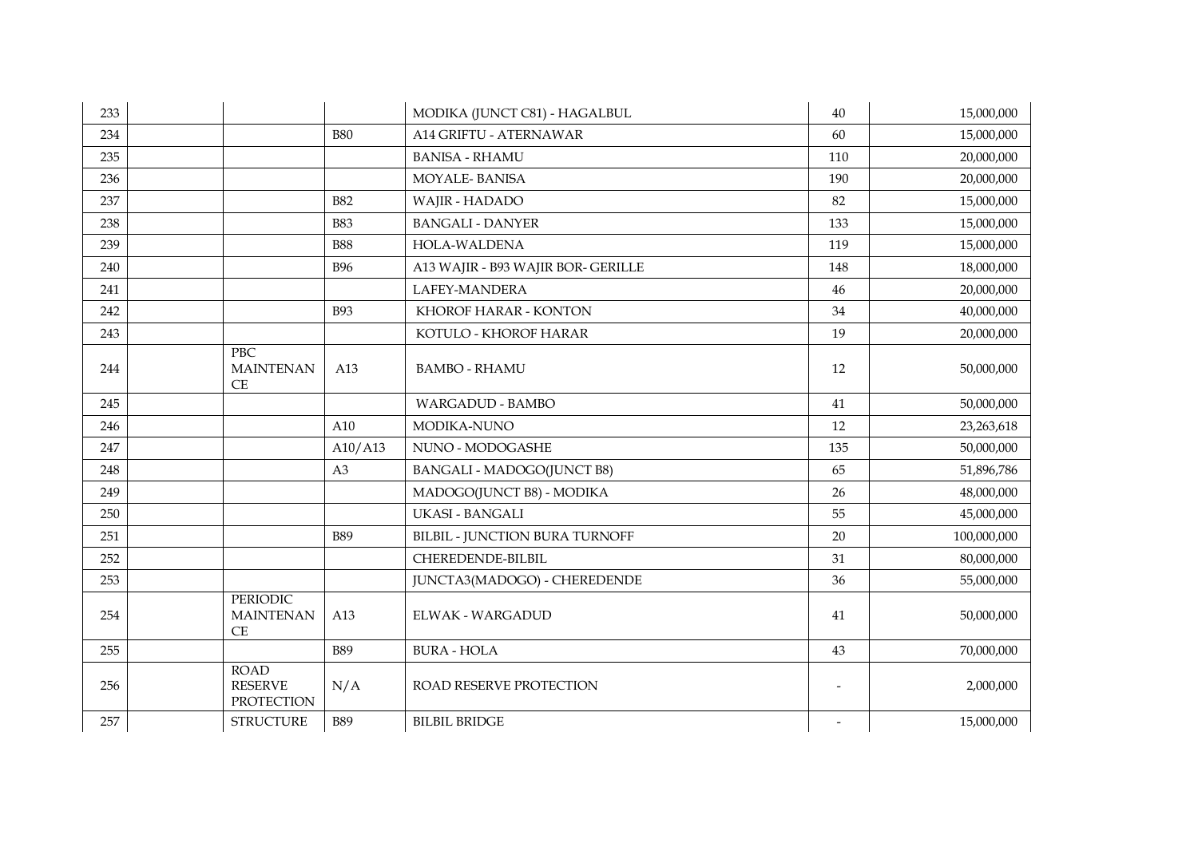| | | | | | | |
|---|---|---|---|---|---|---|
| 233 | | | | MODIKA (JUNCT C81) - HAGALBUL | 40 | 15,000,000 |
| 234 | | | B80 | A14 GRIFTU - ATERNAWAR | 60 | 15,000,000 |
| 235 | | | | BANISA - RHAMU | 110 | 20,000,000 |
| 236 | | | | MOYALE- BANISA | 190 | 20,000,000 |
| 237 | | | B82 | WAJIR - HADADO | 82 | 15,000,000 |
| 238 | | | B83 | BANGALI - DANYER | 133 | 15,000,000 |
| 239 | | | B88 | HOLA-WALDENA | 119 | 15,000,000 |
| 240 | | | B96 | A13 WAJIR - B93 WAJIR BOR- GERILLE | 148 | 18,000,000 |
| 241 | | | | LAFEY-MANDERA | 46 | 20,000,000 |
| 242 | | | B93 | KHOROF HARAR - KONTON | 34 | 40,000,000 |
| 243 | | | | KOTULO - KHOROF HARAR | 19 | 20,000,000 |
| 244 | | PBC MAINTENANCE | A13 | BAMBO - RHAMU | 12 | 50,000,000 |
| 245 | | | | WARGADUD - BAMBO | 41 | 50,000,000 |
| 246 | | | A10 | MODIKA-NUNO | 12 | 23,263,618 |
| 247 | | | A10/A13 | NUNO - MODOGASHE | 135 | 50,000,000 |
| 248 | | | A3 | BANGALI - MADOGO(JUNCT B8) | 65 | 51,896,786 |
| 249 | | | | MADOGO(JUNCT B8) - MODIKA | 26 | 48,000,000 |
| 250 | | | | UKASI - BANGALI | 55 | 45,000,000 |
| 251 | | | B89 | BILBIL - JUNCTION BURA TURNOFF | 20 | 100,000,000 |
| 252 | | | | CHEREDENDE-BILBIL | 31 | 80,000,000 |
| 253 | | | | JUNCTA3(MADOGO) - CHEREDENDE | 36 | 55,000,000 |
| 254 | | PERIODIC MAINTENANCE | A13 | ELWAK - WARGADUD | 41 | 50,000,000 |
| 255 | | | B89 | BURA - HOLA | 43 | 70,000,000 |
| 256 | | ROAD RESERVE PROTECTION | N/A | ROAD RESERVE PROTECTION | - | 2,000,000 |
| 257 | | STRUCTURE | B89 | BILBIL BRIDGE | - | 15,000,000 |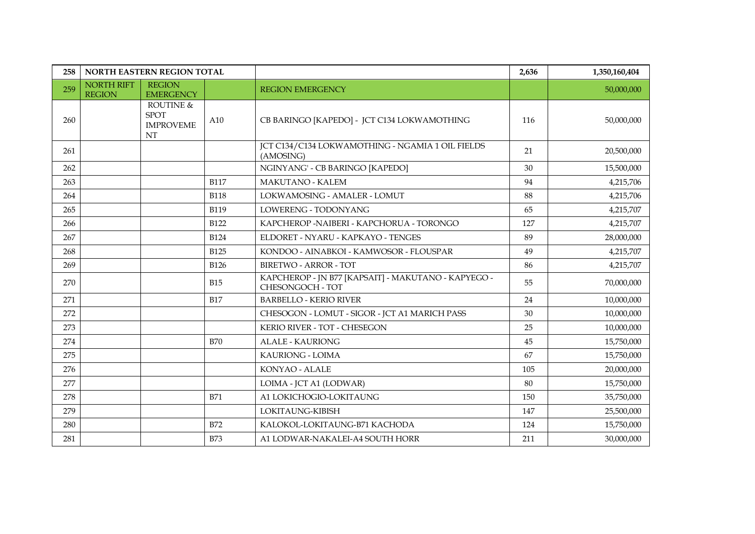| 258 | NORTH EASTERN REGION TOTAL | | | | 2,636 | 1,350,160,404 |
|---|---|---|---|---|---|---|
| 259 | NORTH RIFT REGION | REGION EMERGENCY | | REGION EMERGENCY | | 50,000,000 |
| 260 | | ROUTINE & SPOT IMPROVEMENT | A10 | CB BARINGO [KAPEDO] - JCT C134 LOKWAMOTHING | 116 | 50,000,000 |
| 261 | | | | JCT C134/C134 LOKWAMOTHING - NGAMIA 1 OIL FIELDS (AMOSING) | 21 | 20,500,000 |
| 262 | | | | NGINYANG' - CB BARINGO [KAPEDO] | 30 | 15,500,000 |
| 263 | | | B117 | MAKUTANO - KALEM | 94 | 4,215,706 |
| 264 | | | B118 | LOKWAMOSING - AMALER - LOMUT | 88 | 4,215,706 |
| 265 | | | B119 | LOWERENG - TODONYANG | 65 | 4,215,707 |
| 266 | | | B122 | KAPCHEROP -NAIBERI - KAPCHORUA - TORONGO | 127 | 4,215,707 |
| 267 | | | B124 | ELDORET - NYARU - KAPKAYO - TENGES | 89 | 28,000,000 |
| 268 | | | B125 | KONDOO - AINABKOI - KAMWOSOR - FLOUSPAR | 49 | 4,215,707 |
| 269 | | | B126 | BIRETWO - ARROR - TOT | 86 | 4,215,707 |
| 270 | | | B15 | KAPCHEROP - JN B77 [KAPSAIT] - MAKUTANO - KAPYEGO - CHESONGOCH - TOT | 55 | 70,000,000 |
| 271 | | | B17 | BARBELLO - KERIO RIVER | 24 | 10,000,000 |
| 272 | | | | CHESOGON - LOMUT - SIGOR - JCT A1 MARICH PASS | 30 | 10,000,000 |
| 273 | | | | KERIO RIVER - TOT - CHESEGON | 25 | 10,000,000 |
| 274 | | | B70 | ALALE - KAURIONG | 45 | 15,750,000 |
| 275 | | | | KAURIONG - LOIMA | 67 | 15,750,000 |
| 276 | | | | KONYAO - ALALE | 105 | 20,000,000 |
| 277 | | | | LOIMA - JCT A1 (LODWAR) | 80 | 15,750,000 |
| 278 | | | B71 | A1 LOKICHOGIO-LOKITAUNG | 150 | 35,750,000 |
| 279 | | | | LOKITAUNG-KIBISH | 147 | 25,500,000 |
| 280 | | | B72 | KALOKOL-LOKITAUNG-B71 KACHODA | 124 | 15,750,000 |
| 281 | | | B73 | A1 LODWAR-NAKALEI-A4 SOUTH HORR | 211 | 30,000,000 |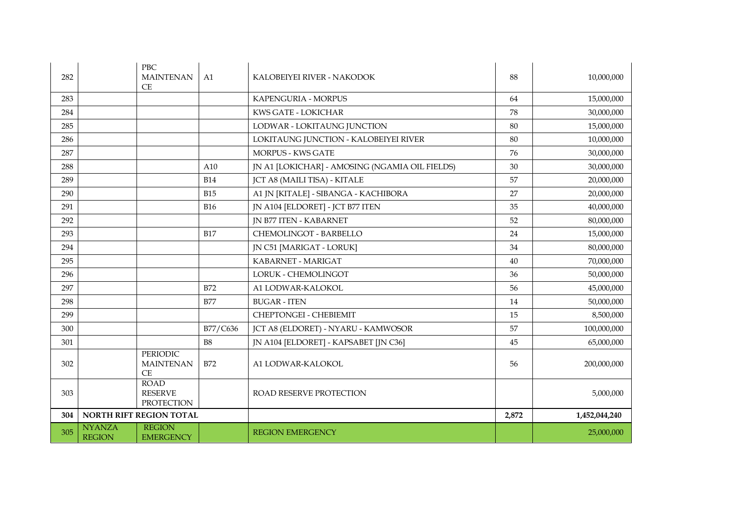| | | | | | | |
|---|---|---|---|---|---|---|
| 282 | | PBC MAINTENANCE | A1 | KALOBEIYEI RIVER - NAKODOK | 88 | 10,000,000 |
| 283 | | | | KAPENGURIA - MORPUS | 64 | 15,000,000 |
| 284 | | | | KWS GATE - LOKICHAR | 78 | 30,000,000 |
| 285 | | | | LODWAR - LOKITAUNG JUNCTION | 80 | 15,000,000 |
| 286 | | | | LOKITAUNG JUNCTION - KALOBEIYEI RIVER | 80 | 10,000,000 |
| 287 | | | | MORPUS - KWS GATE | 76 | 30,000,000 |
| 288 | | | A10 | JN A1 [LOKICHAR] - AMOSING (NGAMIA OIL FIELDS) | 30 | 30,000,000 |
| 289 | | | B14 | JCT A8 (MAILI TISA) - KITALE | 57 | 20,000,000 |
| 290 | | | B15 | A1 JN [KITALE] - SIBANGA - KACHIBORA | 27 | 20,000,000 |
| 291 | | | B16 | JN A104 [ELDORET] - JCT B77 ITEN | 35 | 40,000,000 |
| 292 | | | | JN B77 ITEN - KABARNET | 52 | 80,000,000 |
| 293 | | | B17 | CHEMOLINGOT - BARBELLO | 24 | 15,000,000 |
| 294 | | | | JN C51 [MARIGAT - LORUK] | 34 | 80,000,000 |
| 295 | | | | KABARNET - MARIGAT | 40 | 70,000,000 |
| 296 | | | | LORUK - CHEMOLINGOT | 36 | 50,000,000 |
| 297 | | | B72 | A1 LODWAR-KALOKOL | 56 | 45,000,000 |
| 298 | | | B77 | BUGAR - ITEN | 14 | 50,000,000 |
| 299 | | | | CHEPTONGEI - CHEBIEMIT | 15 | 8,500,000 |
| 300 | | | B77/C636 | JCT A8 (ELDORET) - NYARU - KAMWOSOR | 57 | 100,000,000 |
| 301 | | | B8 | JN A104 [ELDORET] - KAPSABET [JN C36] | 45 | 65,000,000 |
| 302 | | PERIODIC MAINTENANCE | B72 | A1 LODWAR-KALOKOL | 56 | 200,000,000 |
| 303 | | ROAD RESERVE PROTECTION | | ROAD RESERVE PROTECTION | | 5,000,000 |
| **304** | **NORTH RIFT REGION TOTAL** | | | | **2,872** | **1,452,044,240** |
| 305 | NYANZA REGION | REGION EMERGENCY | | REGION EMERGENCY | | 25,000,000 |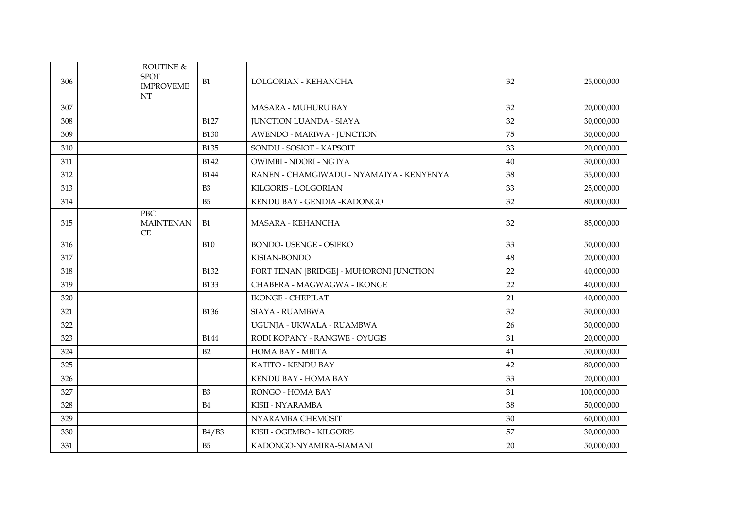| | | | | | |
|---|---|---|---|---|---|
| 306 | | ROUTINE & SPOT IMPROVEMENT | B1 | LOLGORIAN - KEHANCHA | 32 | 25,000,000 |
| 307 | | | | MASARA - MUHURU BAY | 32 | 20,000,000 |
| 308 | | | B127 | JUNCTION LUANDA - SIAYA | 32 | 30,000,000 |
| 309 | | | B130 | AWENDO - MARIWA - JUNCTION | 75 | 30,000,000 |
| 310 | | | B135 | SONDU - SOSIOT - KAPSOIT | 33 | 20,000,000 |
| 311 | | | B142 | OWIMBI - NDORI - NG'IYA | 40 | 30,000,000 |
| 312 | | | B144 | RANEN - CHAMGIWADU - NYAMAIYA - KENYENYA | 38 | 35,000,000 |
| 313 | | | B3 | KILGORIS - LOLGORIAN | 33 | 25,000,000 |
| 314 | | | B5 | KENDU BAY - GENDIA -KADONGO | 32 | 80,000,000 |
| 315 | | PBC MAINTENANCE | B1 | MASARA - KEHANCHA | 32 | 85,000,000 |
| 316 | | | B10 | BONDO- USENGE - OSIEKO | 33 | 50,000,000 |
| 317 | | | | KISIAN-BONDO | 48 | 20,000,000 |
| 318 | | | B132 | FORT TENAN [BRIDGE] - MUHORONI JUNCTION | 22 | 40,000,000 |
| 319 | | | B133 | CHABERA - MAGWAGWA - IKONGE | 22 | 40,000,000 |
| 320 | | | | IKONGE - CHEPILAT | 21 | 40,000,000 |
| 321 | | | B136 | SIAYA - RUAMBWA | 32 | 30,000,000 |
| 322 | | | | UGUNJA - UKWALA - RUAMBWA | 26 | 30,000,000 |
| 323 | | | B144 | RODI KOPANY - RANGWE - OYUGIS | 31 | 20,000,000 |
| 324 | | | B2 | HOMA BAY - MBITA | 41 | 50,000,000 |
| 325 | | | | KATITO - KENDU BAY | 42 | 80,000,000 |
| 326 | | | | KENDU BAY - HOMA BAY | 33 | 20,000,000 |
| 327 | | | B3 | RONGO - HOMA BAY | 31 | 100,000,000 |
| 328 | | | B4 | KISII - NYARAMBA | 38 | 50,000,000 |
| 329 | | | | NYARAMBA CHEMOSIT | 30 | 60,000,000 |
| 330 | | | B4/B3 | KISII - OGEMBO - KILGORIS | 57 | 30,000,000 |
| 331 | | | B5 | KADONGO-NYAMIRA-SIAMANI | 20 | 50,000,000 |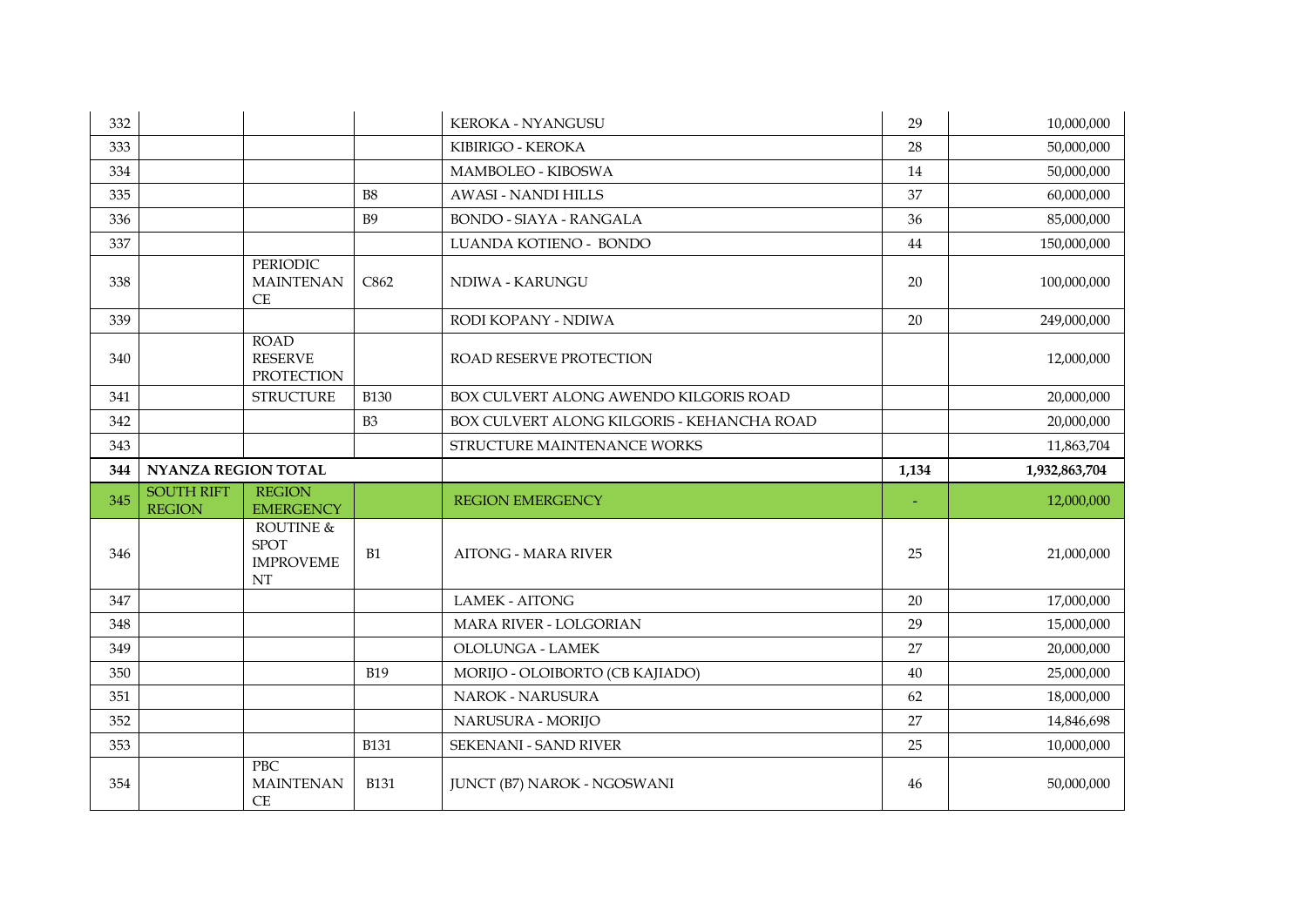| | | | | | | |
|---|---|---|---|---|---|---|
| 332 | | | | KEROKA - NYANGUSU | 29 | 10,000,000 |
| 333 | | | | KIBIRIGO - KEROKA | 28 | 50,000,000 |
| 334 | | | | MAMBOLEO - KIBOSWA | 14 | 50,000,000 |
| 335 | | | B8 | AWASI - NANDI HILLS | 37 | 60,000,000 |
| 336 | | | B9 | BONDO - SIAYA - RANGALA | 36 | 85,000,000 |
| 337 | | | | LUANDA KOTIENO - BONDO | 44 | 150,000,000 |
| 338 | | PERIODIC MAINTENANCE | C862 | NDIWA - KARUNGU | 20 | 100,000,000 |
| 339 | | | | RODI KOPANY - NDIWA | 20 | 249,000,000 |
| 340 | | ROAD RESERVE PROTECTION | | ROAD RESERVE PROTECTION | | 12,000,000 |
| 341 | | STRUCTURE | B130 | BOX CULVERT ALONG AWENDO KILGORIS ROAD | | 20,000,000 |
| 342 | | | B3 | BOX CULVERT ALONG KILGORIS - KEHANCHA ROAD | | 20,000,000 |
| 343 | | | | STRUCTURE MAINTENANCE WORKS | | 11,863,704 |
| **344** | **NYANZA REGION TOTAL** | | | | **1,134** | **1,932,863,704** |
| 345 | SOUTH RIFT REGION | REGION EMERGENCY | | REGION EMERGENCY | - | 12,000,000 |
| 346 | | ROUTINE & SPOT IMPROVEMENT | B1 | AITONG - MARA RIVER | 25 | 21,000,000 |
| 347 | | | | LAMEK - AITONG | 20 | 17,000,000 |
| 348 | | | | MARA RIVER - LOLGORIAN | 29 | 15,000,000 |
| 349 | | | | OLOLUNGA - LAMEK | 27 | 20,000,000 |
| 350 | | | B19 | MORIJO - OLOIBORTO (CB KAJIADO) | 40 | 25,000,000 |
| 351 | | | | NAROK - NARUSURA | 62 | 18,000,000 |
| 352 | | | | NARUSURA - MORIJO | 27 | 14,846,698 |
| 353 | | | B131 | SEKENANI - SAND RIVER | 25 | 10,000,000 |
| 354 | | PBC MAINTENANCE | B131 | JUNCT (B7) NAROK - NGOSWANI | 46 | 50,000,000 |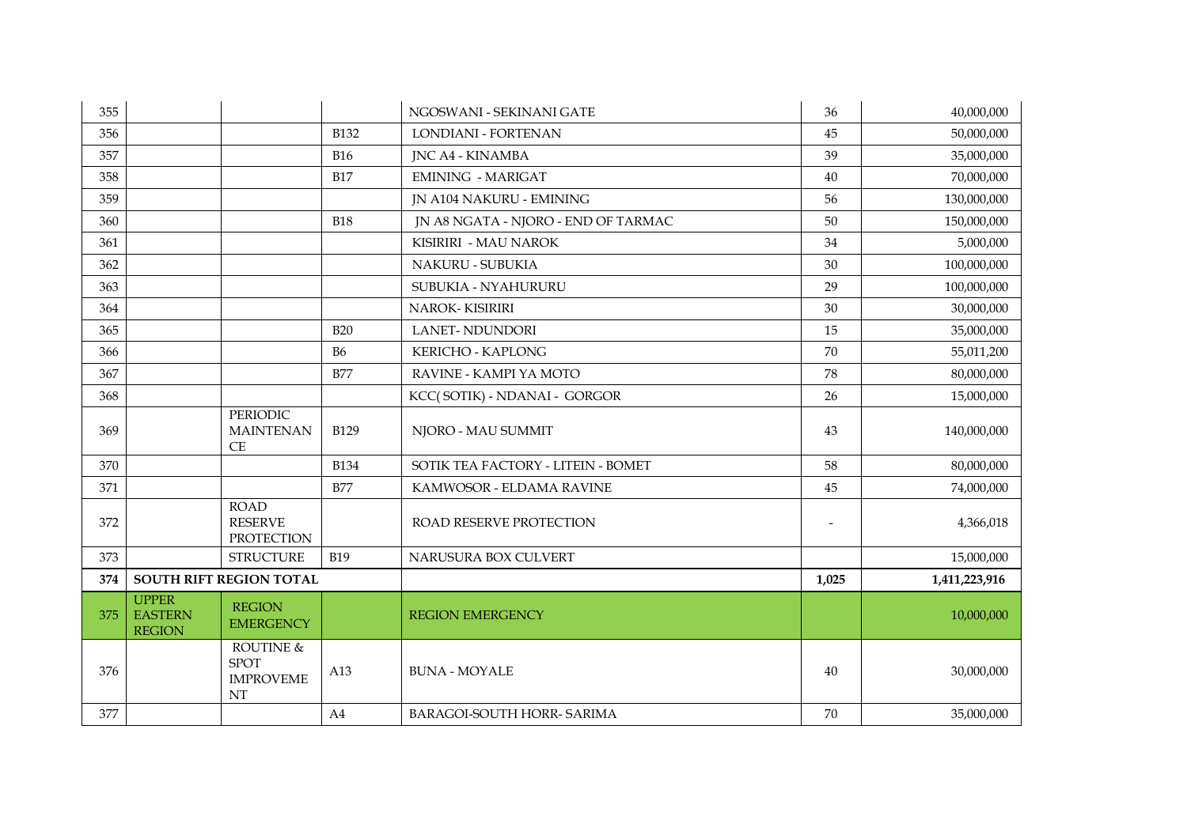| | | | | | | |
|---|---|---|---|---|---|---|
| 355 | | | | NGOSWANI - SEKINANI GATE | 36 | 40,000,000 |
| 356 | | | B132 | LONDIANI - FORTENAN | 45 | 50,000,000 |
| 357 | | | B16 | JNC A4 - KINAMBA | 39 | 35,000,000 |
| 358 | | | B17 | EMINING - MARIGAT | 40 | 70,000,000 |
| 359 | | | | JN A104 NAKURU - EMINING | 56 | 130,000,000 |
| 360 | | | B18 | JN A8 NGATA - NJORO - END OF TARMAC | 50 | 150,000,000 |
| 361 | | | | KISIRIRI - MAU NAROK | 34 | 5,000,000 |
| 362 | | | | NAKURU - SUBUKIA | 30 | 100,000,000 |
| 363 | | | | SUBUKIA - NYAHURURU | 29 | 100,000,000 |
| 364 | | | | NAROK- KISIRIRI | 30 | 30,000,000 |
| 365 | | | B20 | LANET- NDUNDORI | 15 | 35,000,000 |
| 366 | | | B6 | KERICHO - KAPLONG | 70 | 55,011,200 |
| 367 | | | B77 | RAVINE - KAMPI YA MOTO | 78 | 80,000,000 |
| 368 | | | | KCC( SOTIK) - NDANAI - GORGOR | 26 | 15,000,000 |
| 369 | | PERIODIC MAINTENANCE | B129 | NJORO - MAU SUMMIT | 43 | 140,000,000 |
| 370 | | | B134 | SOTIK TEA FACTORY - LITEIN - BOMET | 58 | 80,000,000 |
| 371 | | | B77 | KAMWOSOR - ELDAMA RAVINE | 45 | 74,000,000 |
| 372 | | ROAD RESERVE PROTECTION | | ROAD RESERVE PROTECTION | - | 4,366,018 |
| 373 | | STRUCTURE | B19 | NARUSURA BOX CULVERT | | 15,000,000 |
| **374** | **SOUTH RIFT REGION TOTAL** | | | | **1,025** | **1,411,223,916** |
| 375 | UPPER EASTERN REGION | REGION EMERGENCY | | REGION EMERGENCY | | 10,000,000 |
| 376 | | ROUTINE & SPOT IMPROVEMENT | A13 | BUNA - MOYALE | 40 | 30,000,000 |
| 377 | | | A4 | BARAGOI-SOUTH HORR- SARIMA | 70 | 35,000,000 |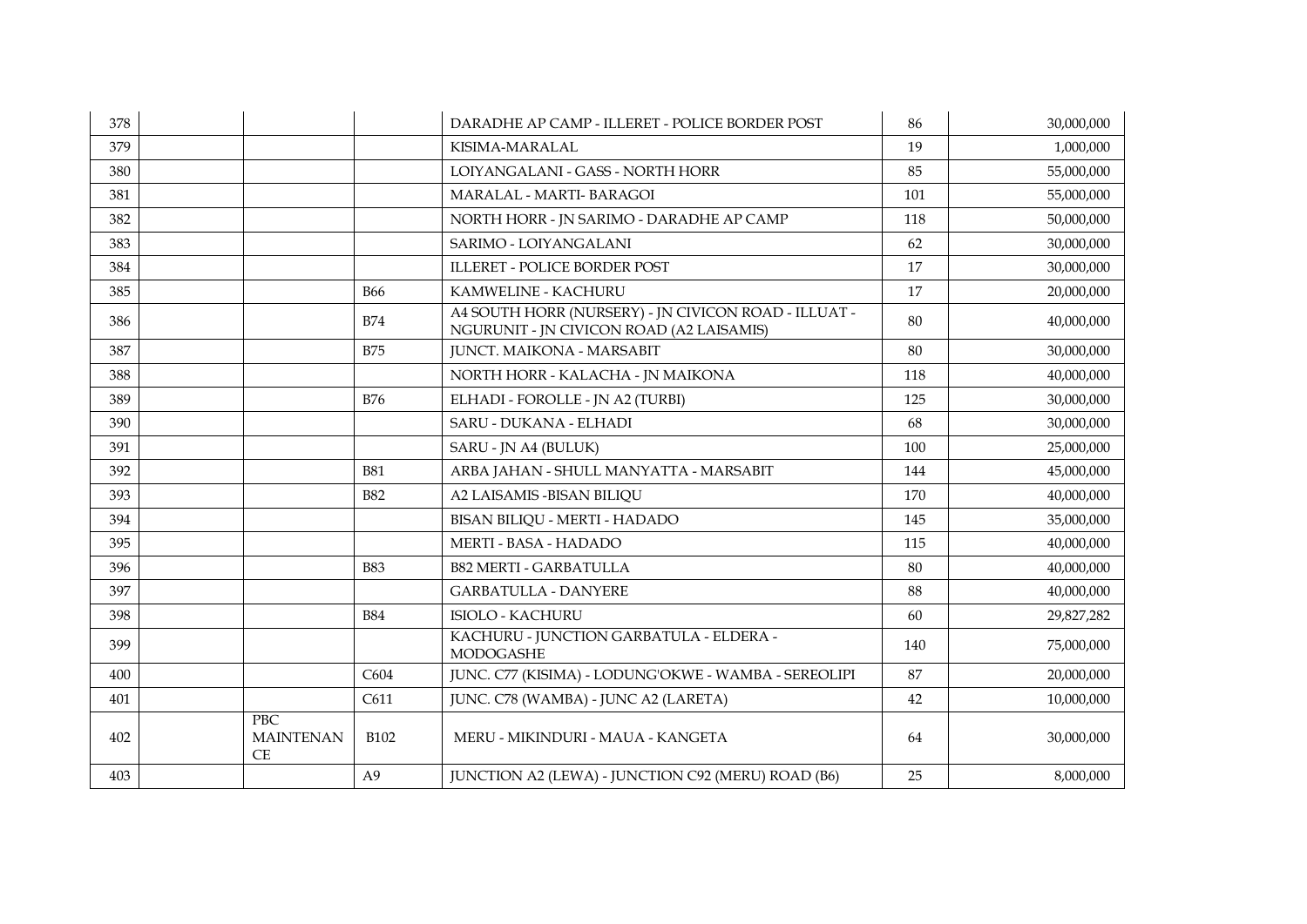| | | | | | | |
|---|---|---|---|---|---|---|
| 378 | | | | DARADHE AP CAMP - ILLERET - POLICE BORDER POST | 86 | 30,000,000 |
| 379 | | | | KISIMA-MARALAL | 19 | 1,000,000 |
| 380 | | | | LOIYANGALANI - GASS - NORTH HORR | 85 | 55,000,000 |
| 381 | | | | MARALAL - MARTI- BARAGOI | 101 | 55,000,000 |
| 382 | | | | NORTH HORR - JN SARIMO - DARADHE AP CAMP | 118 | 50,000,000 |
| 383 | | | | SARIMO - LOIYANGALANI | 62 | 30,000,000 |
| 384 | | | | ILLERET - POLICE BORDER POST | 17 | 30,000,000 |
| 385 | | | B66 | KAMWELINE - KACHURU | 17 | 20,000,000 |
| 386 | | | B74 | A4 SOUTH HORR (NURSERY) - JN CIVICON ROAD - ILLUAT - NGURUNIT - JN CIVICON ROAD (A2 LAISAMIS) | 80 | 40,000,000 |
| 387 | | | B75 | JUNCT. MAIKONA - MARSABIT | 80 | 30,000,000 |
| 388 | | | | NORTH HORR - KALACHA - JN MAIKONA | 118 | 40,000,000 |
| 389 | | | B76 | ELHADI - FOROLLE - JN A2 (TURBI) | 125 | 30,000,000 |
| 390 | | | | SARU - DUKANA - ELHADI | 68 | 30,000,000 |
| 391 | | | | SARU - JN A4 (BULUK) | 100 | 25,000,000 |
| 392 | | | B81 | ARBA JAHAN - SHULL MANYATTA - MARSABIT | 144 | 45,000,000 |
| 393 | | | B82 | A2 LAISAMIS -BISAN BILIQU | 170 | 40,000,000 |
| 394 | | | | BISAN BILIQU - MERTI - HADADO | 145 | 35,000,000 |
| 395 | | | | MERTI - BASA - HADADO | 115 | 40,000,000 |
| 396 | | | B83 | B82 MERTI - GARBATULLA | 80 | 40,000,000 |
| 397 | | | | GARBATULLA - DANYERE | 88 | 40,000,000 |
| 398 | | | B84 | ISIOLO - KACHURU | 60 | 29,827,282 |
| 399 | | | | KACHURU - JUNCTION GARBATULA - ELDERA - MODOGASHE | 140 | 75,000,000 |
| 400 | | | C604 | JUNC. C77 (KISIMA) - LODUNG'OKWE - WAMBA - SEREOLIPI | 87 | 20,000,000 |
| 401 | | | C611 | JUNC. C78 (WAMBA) - JUNC A2 (LARETA) | 42 | 10,000,000 |
| 402 | | PBC MAINTENANCE | B102 | MERU - MIKINDURI - MAUA - KANGETA | 64 | 30,000,000 |
| 403 | | | A9 | JUNCTION A2 (LEWA) - JUNCTION C92 (MERU) ROAD (B6) | 25 | 8,000,000 |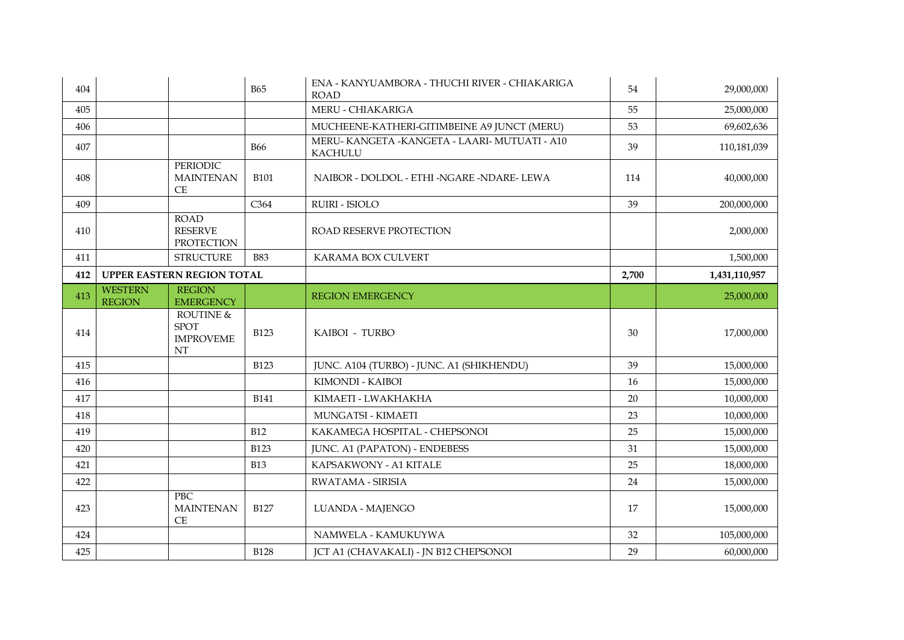| | | | | | | |
|---|---|---|---|---|---|---|
| 404 | | | B65 | ENA - KANYUAMBORA - THUCHI RIVER - CHIAKARIGA ROAD | 54 | 29,000,000 |
| 405 | | | | MERU - CHIAKARIGA | 55 | 25,000,000 |
| 406 | | | | MUCHEENE-KATHERI-GITIMBEINE A9 JUNCT (MERU) | 53 | 69,602,636 |
| 407 | | | B66 | MERU- KANGETA -KANGETA - LAARI- MUTUATI - A10 KACHULU | 39 | 110,181,039 |
| 408 | | PERIODIC MAINTENANCE | B101 | NAIBOR - DOLDOL - ETHI -NGARE -NDARE- LEWA | 114 | 40,000,000 |
| 409 | | | C364 | RUIRI - ISIOLO | 39 | 200,000,000 |
| 410 | | ROAD RESERVE PROTECTION | | ROAD RESERVE PROTECTION | | 2,000,000 |
| 411 | | STRUCTURE | B83 | KARAMA BOX CULVERT | | 1,500,000 |
| **412** | **UPPER EASTERN REGION TOTAL** | | | | **2,700** | **1,431,110,957** |
| 413 | WESTERN REGION | REGION EMERGENCY | | REGION EMERGENCY | | 25,000,000 |
| 414 | | ROUTINE & SPOT IMPROVEMENT | B123 | KAIBOI - TURBO | 30 | 17,000,000 |
| 415 | | | B123 | JUNC. A104 (TURBO) - JUNC. A1 (SHIKHENDU) | 39 | 15,000,000 |
| 416 | | | | KIMONDI - KAIBOI | 16 | 15,000,000 |
| 417 | | | B141 | KIMAETI - LWAKHAKHA | 20 | 10,000,000 |
| 418 | | | | MUNGATSI - KIMAETI | 23 | 10,000,000 |
| 419 | | | B12 | KAKAMEGA HOSPITAL - CHEPSONOI | 25 | 15,000,000 |
| 420 | | | B123 | JUNC. A1 (PAPATON) - ENDEBESS | 31 | 15,000,000 |
| 421 | | | B13 | KAPSAKWONY - A1 KITALE | 25 | 18,000,000 |
| 422 | | | | RWATAMA - SIRISIA | 24 | 15,000,000 |
| 423 | | PBC MAINTENANCE | B127 | LUANDA - MAJENGO | 17 | 15,000,000 |
| 424 | | | | NAMWELA - KAMUKUYWA | 32 | 105,000,000 |
| 425 | | | B128 | JCT A1 (CHAVAKALI) - JN B12 CHEPSONOI | 29 | 60,000,000 |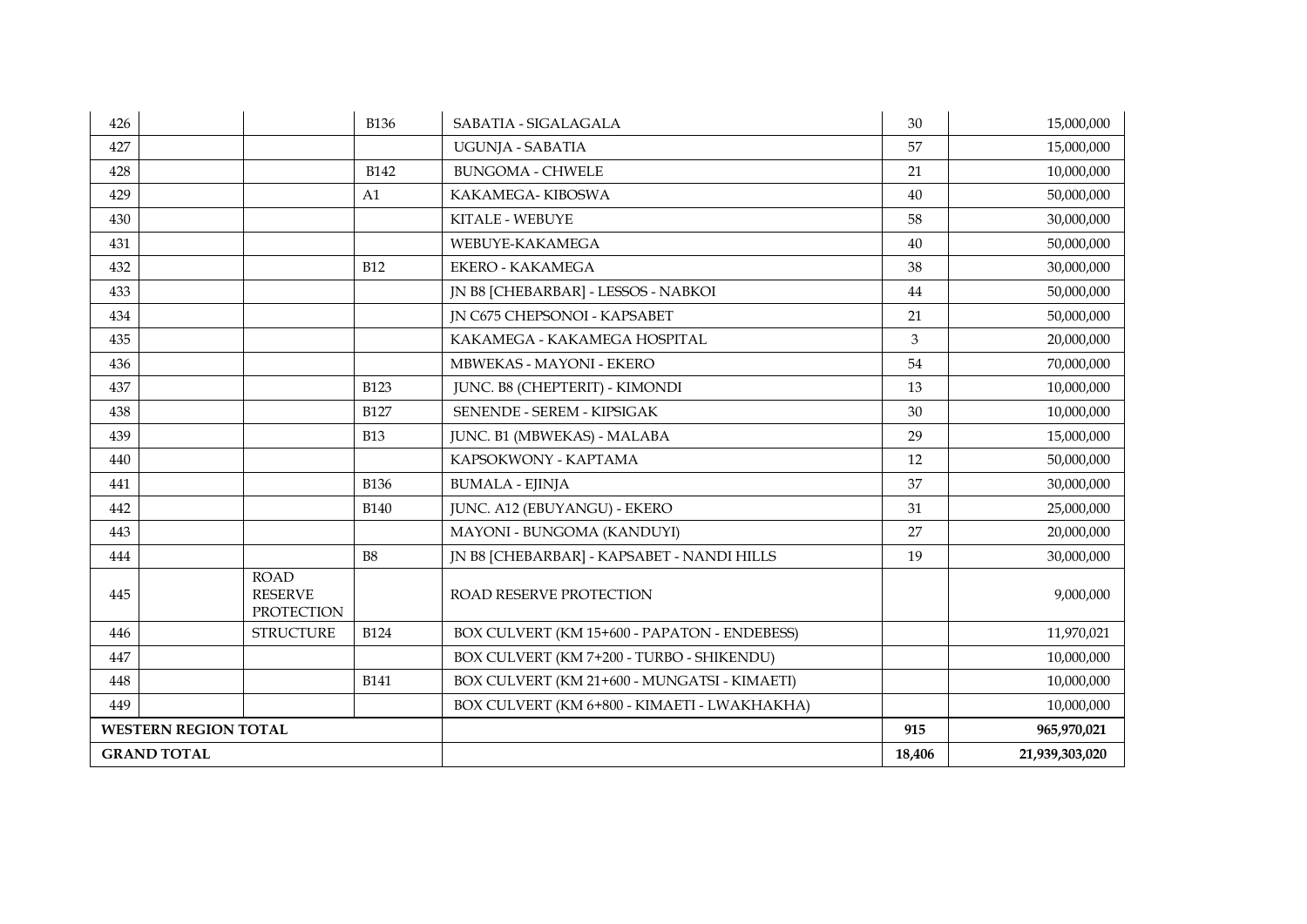| | | | | | | |
|---|---|---|---|---|---|---|
| 426 | | | B136 | SABATIA - SIGALAGALA | 30 | 15,000,000 |
| 427 | | | | UGUNJA - SABATIA | 57 | 15,000,000 |
| 428 | | | B142 | BUNGOMA - CHWELE | 21 | 10,000,000 |
| 429 | | | A1 | KAKAMEGA- KIBOSWA | 40 | 50,000,000 |
| 430 | | | | KITALE - WEBUYE | 58 | 30,000,000 |
| 431 | | | | WEBUYE-KAKAMEGA | 40 | 50,000,000 |
| 432 | | | B12 | EKERO - KAKAMEGA | 38 | 30,000,000 |
| 433 | | | | JN B8 [CHEBARBAR] - LESSOS - NABKOI | 44 | 50,000,000 |
| 434 | | | | JN C675 CHEPSONOI - KAPSABET | 21 | 50,000,000 |
| 435 | | | | KAKAMEGA - KAKAMEGA HOSPITAL | 3 | 20,000,000 |
| 436 | | | | MBWEKAS - MAYONI - EKERO | 54 | 70,000,000 |
| 437 | | | B123 | JUNC. B8 (CHEPTERIT) - KIMONDI | 13 | 10,000,000 |
| 438 | | | B127 | SENENDE - SEREM - KIPSIGAK | 30 | 10,000,000 |
| 439 | | | B13 | JUNC. B1 (MBWEKAS) - MALABA | 29 | 15,000,000 |
| 440 | | | | KAPSOKWONY - KAPTAMA | 12 | 50,000,000 |
| 441 | | | B136 | BUMALA - EJINJA | 37 | 30,000,000 |
| 442 | | | B140 | JUNC. A12 (EBUYANGU) - EKERO | 31 | 25,000,000 |
| 443 | | | | MAYONI - BUNGOMA (KANDUYI) | 27 | 20,000,000 |
| 444 | | | B8 | JN B8 [CHEBARBAR] - KAPSABET - NANDI HILLS | 19 | 30,000,000 |
| 445 | | ROAD RESERVE PROTECTION | | ROAD RESERVE PROTECTION | | 9,000,000 |
| 446 | | STRUCTURE | B124 | BOX CULVERT (KM 15+600 - PAPATON - ENDEBESS) | | 11,970,021 |
| 447 | | | | BOX CULVERT (KM 7+200 - TURBO - SHIKENDU) | | 10,000,000 |
| 448 | | | B141 | BOX CULVERT (KM 21+600 - MUNGATSI - KIMAETI) | | 10,000,000 |
| 449 | | | | BOX CULVERT (KM 6+800 - KIMAETI - LWAKHAKHA) | | 10,000,000 |
| **WESTERN REGION TOTAL** | | | | | **915** | **965,970,021** |
| **GRAND TOTAL** | | | | | **18,406** | **21,939,303,020** |